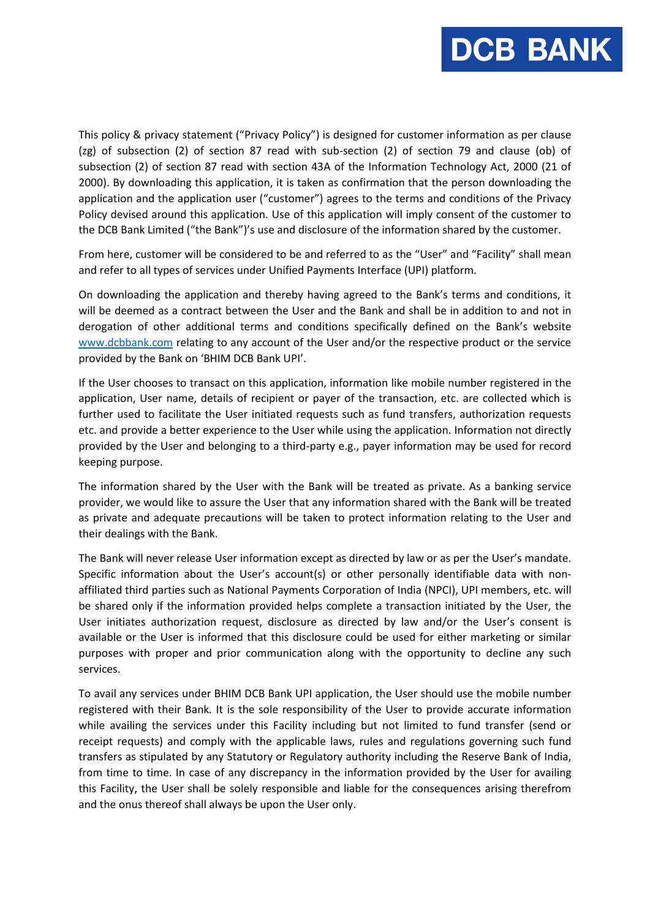DCB BANK

This policy & privacy statement ("Privacy Policy") is designed for customer information as per clause (zg) of subsection (2) of section 87 read with sub-section (2) of section 79 and clause (ob) of subsection (2) of section 87 read with section 43A of the Information Technology Act, 2000 (21 of 2000). By downloading this application, it is taken as confirmation that the person downloading the application and the application user ("customer") agrees to the terms and conditions of the Privacy Policy devised around this application. Use of this application will imply consent of the customer to the DCB Bank Limited ("the Bank")'s use and disclosure of the information shared by the customer.

From here, customer will be considered to be and referred to as the "User" and "Facility" shall mean and refer to all types of services under Unified Payments Interface (UPI) platform.

On downloading the application and thereby having agreed to the Bank's terms and conditions, it will be deemed as a contract between the User and the Bank and shall be in addition to and not in derogation of other additional terms and conditions specifically defined on the Bank's website [www.dcbbank.com](http://www.dcbbank.com) relating to any account of the User and/or the respective product or the service provided by the Bank on 'BHIM DCB Bank UPI'.

If the User chooses to transact on this application, information like mobile number registered in the application, User name, details of recipient or payer of the transaction, etc. are collected which is further used to facilitate the User initiated requests such as fund transfers, authorization requests etc. and provide a better experience to the User while using the application. Information not directly provided by the User and belonging to a third-party e.g., payer information may be used for record keeping purpose.

The information shared by the User with the Bank will be treated as private. As a banking service provider, we would like to assure the User that any information shared with the Bank will be treated as private and adequate precautions will be taken to protect information relating to the User and their dealings with the Bank.

The Bank will never release User information except as directed by law or as per the User's mandate. Specific information about the User's account(s) or other personally identifiable data with non-affiliated third parties such as National Payments Corporation of India (NPCI), UPI members, etc. will be shared only if the information provided helps complete a transaction initiated by the User, the User initiates authorization request, disclosure as directed by law and/or the User's consent is available or the User is informed that this disclosure could be used for either marketing or similar purposes with proper and prior communication along with the opportunity to decline any such services.

To avail any services under BHIM DCB Bank UPI application, the User should use the mobile number registered with their Bank. It is the sole responsibility of the User to provide accurate information while availing the services under this Facility including but not limited to fund transfer (send or receipt requests) and comply with the applicable laws, rules and regulations governing such fund transfers as stipulated by any Statutory or Regulatory authority including the Reserve Bank of India, from time to time. In case of any discrepancy in the information provided by the User for availing this Facility, the User shall be solely responsible and liable for the consequences arising therefrom and the onus thereof shall always be upon the User only.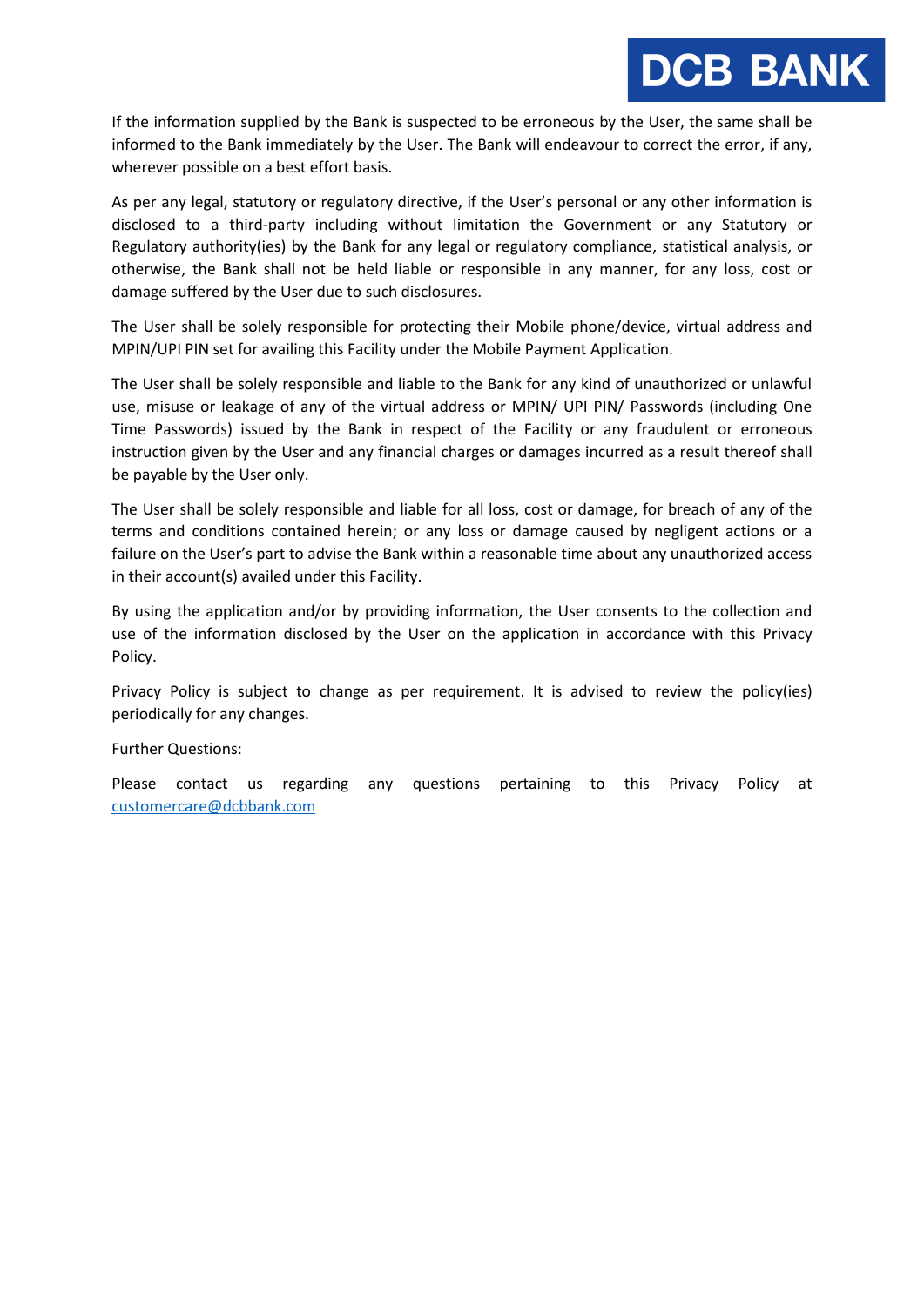If the information supplied by the Bank is suspected to be erroneous by the User, the same shall be informed to the Bank immediately by the User. The Bank will endeavour to correct the error, if any, wherever possible on a best effort basis.

As per any legal, statutory or regulatory directive, if the User's personal or any other information is disclosed to a third-party including without limitation the Government or any Statutory or Regulatory authority(ies) by the Bank for any legal or regulatory compliance, statistical analysis, or otherwise, the Bank shall not be held liable or responsible in any manner, for any loss, cost or damage suffered by the User due to such disclosures.

The User shall be solely responsible for protecting their Mobile phone/device, virtual address and MPIN/UPI PIN set for availing this Facility under the Mobile Payment Application.

The User shall be solely responsible and liable to the Bank for any kind of unauthorized or unlawful use, misuse or leakage of any of the virtual address or MPIN/ UPI PIN/ Passwords (including One Time Passwords) issued by the Bank in respect of the Facility or any fraudulent or erroneous instruction given by the User and any financial charges or damages incurred as a result thereof shall be payable by the User only.

The User shall be solely responsible and liable for all loss, cost or damage, for breach of any of the terms and conditions contained herein; or any loss or damage caused by negligent actions or a failure on the User's part to advise the Bank within a reasonable time about any unauthorized access in their account(s) availed under this Facility.

By using the application and/or by providing information, the User consents to the collection and use of the information disclosed by the User on the application in accordance with this Privacy Policy.

Privacy Policy is subject to change as per requirement. It is advised to review the policy(ies) periodically for any changes.

Further Questions:

Please contact us regarding any questions pertaining to this Privacy Policy at [customercare@dcbbank.com](mailto:customercare@dcbbank.com)